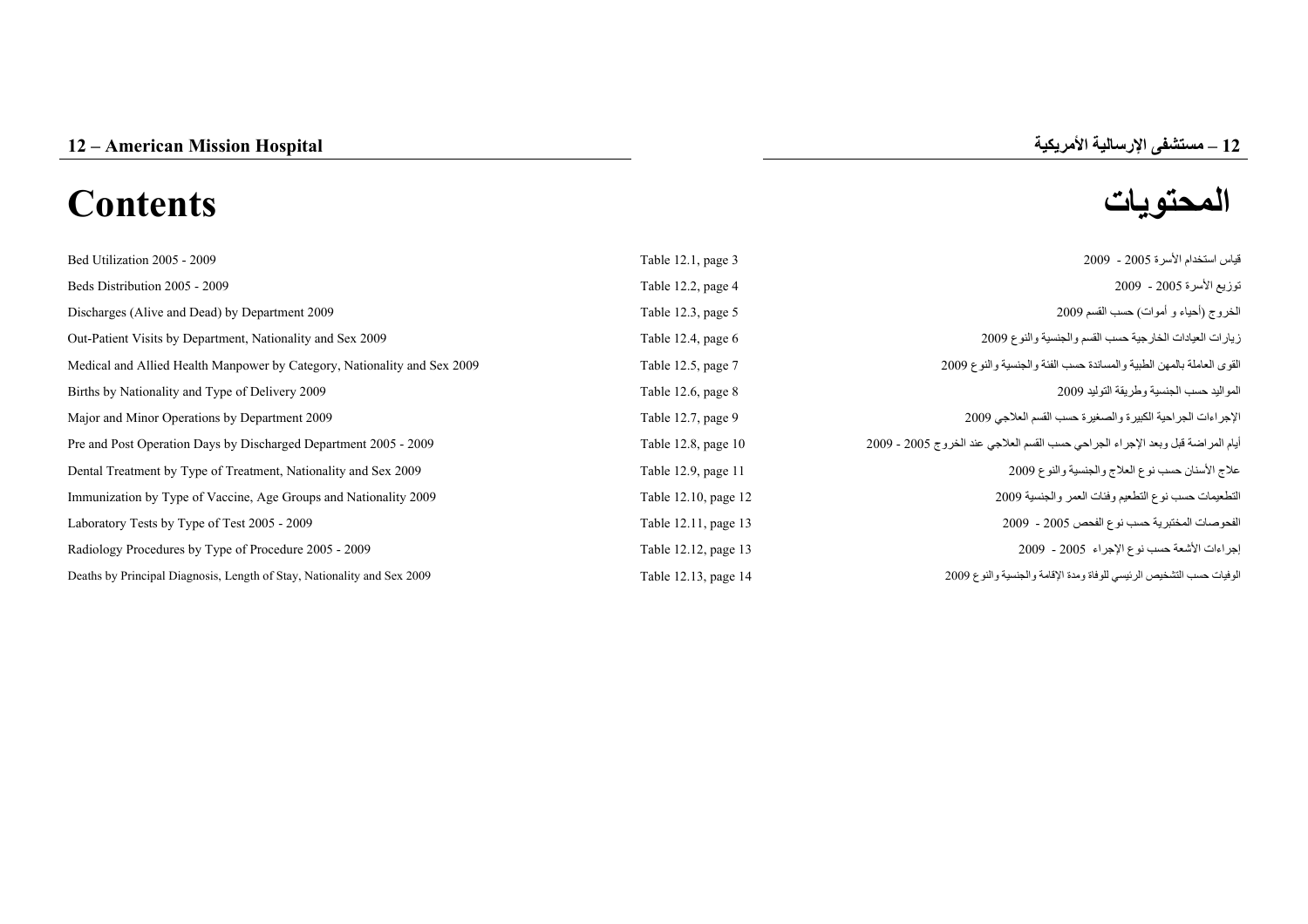## 12 – American Mission Hospital

## 12 – مستشفى الإرسالية الأمريكية

# Contents

# المحتويات

| | | |
|---|---|---|
| Bed Utilization 2005 - 2009 | Table 12.1, page 3 | قياس استخدام الأسرة 2005 - 2009 |
| Beds Distribution 2005 - 2009 | Table 12.2, page 4 | توزيع الأسرة 2005 - 2009 |
| Discharges (Alive and Dead) by Department 2009 | Table 12.3, page 5 | الخروج (أحياء و أموات) حسب القسم 2009 |
| Out-Patient Visits by Department, Nationality and Sex 2009 | Table 12.4, page 6 | زيارات العيادات الخارجية حسب القسم والجنسية والنوع 2009 |
| Medical and Allied Health Manpower by Category, Nationality and Sex 2009 | Table 12.5, page 7 | القوى العاملة بالمهن الطبية والمساندة حسب الفئة والجنسية والنوع 2009 |
| Births by Nationality and Type of Delivery 2009 | Table 12.6, page 8 | المواليد حسب الجنسية وطريقة التوليد 2009 |
| Major and Minor Operations by Department 2009 | Table 12.7, page 9 | الإجراءات الجراحية الكبيرة والصغيرة حسب القسم العلاجي 2009 |
| Pre and Post Operation Days by Discharged Department 2005 - 2009 | Table 12.8, page 10 | أيام المراضة قبل وبعد الإجراء الجراحي حسب القسم العلاجي عند الخروج 2005 - 2009 |
| Dental Treatment by Type of Treatment, Nationality and Sex 2009 | Table 12.9, page 11 | علاج الأسنان حسب نوع العلاج والجنسية والنوع 2009 |
| Immunization by Type of Vaccine, Age Groups and Nationality 2009 | Table 12.10, page 12 | التطعيمات حسب نوع التطعيم وفئات العمر والجنسية 2009 |
| Laboratory Tests by Type of Test 2005 - 2009 | Table 12.11, page 13 | الفحوصات المختبرية حسب نوع الفحص 2005 - 2009 |
| Radiology Procedures by Type of Procedure 2005 - 2009 | Table 12.12, page 13 | إجراءات الأشعة حسب نوع الإجراء 2005 - 2009 |
| Deaths by Principal Diagnosis, Length of Stay, Nationality and Sex 2009 | Table 12.13, page 14 | الوفيات حسب التشخيص الرئيسي للوفاة ومدة الإقامة والجنسية والنوع 2009 |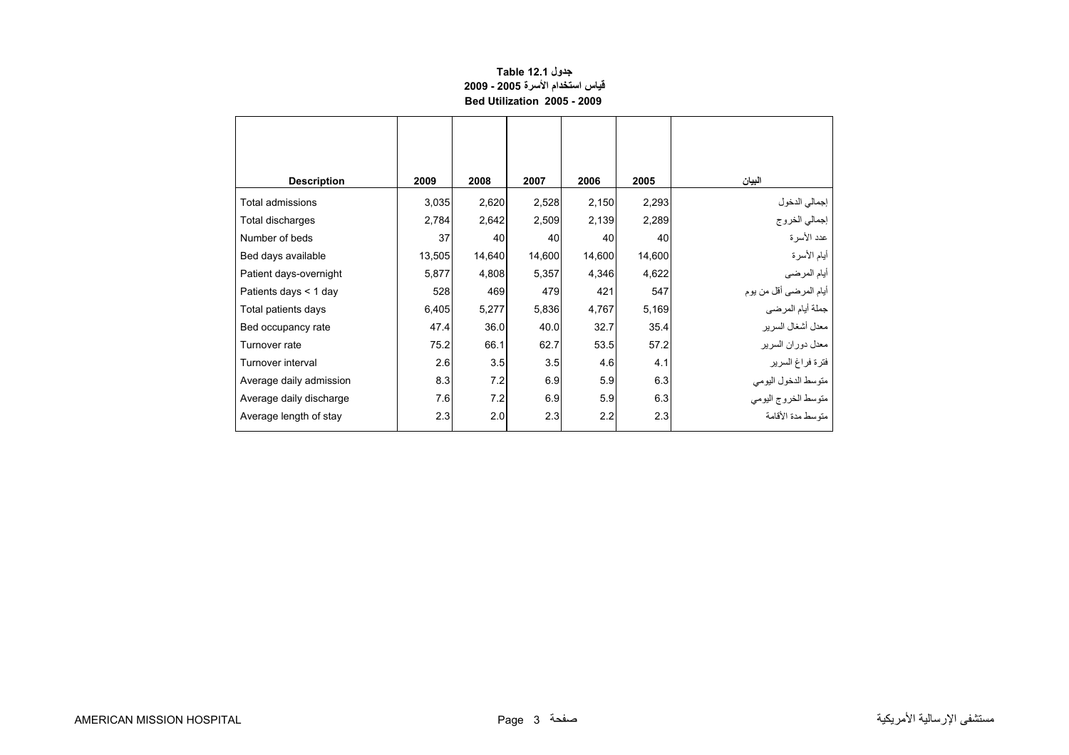**جدول 12.1 Table**
**قياس استخدام الأسرة 2005 - 2009**
**Bed Utilization 2005 - 2009**

| Description | 2009 | 2008 | 2007 | 2006 | 2005 | البيان |
|---|---|---|---|---|---|---|
| Total admissions | 3,035 | 2,620 | 2,528 | 2,150 | 2,293 | إجمالي الدخول |
| Total discharges | 2,784 | 2,642 | 2,509 | 2,139 | 2,289 | إجمالي الخروج |
| Number of beds | 37 | 40 | 40 | 40 | 40 | عدد الأسرة |
| Bed days available | 13,505 | 14,640 | 14,600 | 14,600 | 14,600 | أيام الأسرة |
| Patient days-overnight | 5,877 | 4,808 | 5,357 | 4,346 | 4,622 | أيام المرضى |
| Patients days < 1 day | 528 | 469 | 479 | 421 | 547 | أيام المرضى أقل من يوم |
| Total patients days | 6,405 | 5,277 | 5,836 | 4,767 | 5,169 | جملة أيام المرضى |
| Bed occupancy rate | 47.4 | 36.0 | 40.0 | 32.7 | 35.4 | معدل أشغال السرير |
| Turnover rate | 75.2 | 66.1 | 62.7 | 53.5 | 57.2 | معدل دوران السرير |
| Turnover interval | 2.6 | 3.5 | 3.5 | 4.6 | 4.1 | فترة فراغ السرير |
| Average daily admission | 8.3 | 7.2 | 6.9 | 5.9 | 6.3 | متوسط الدخول اليومي |
| Average daily discharge | 7.6 | 7.2 | 6.9 | 5.9 | 6.3 | متوسط الخروج اليومي |
| Average length of stay | 2.3 | 2.0 | 2.3 | 2.2 | 2.3 | متوسط مدة الأقامة |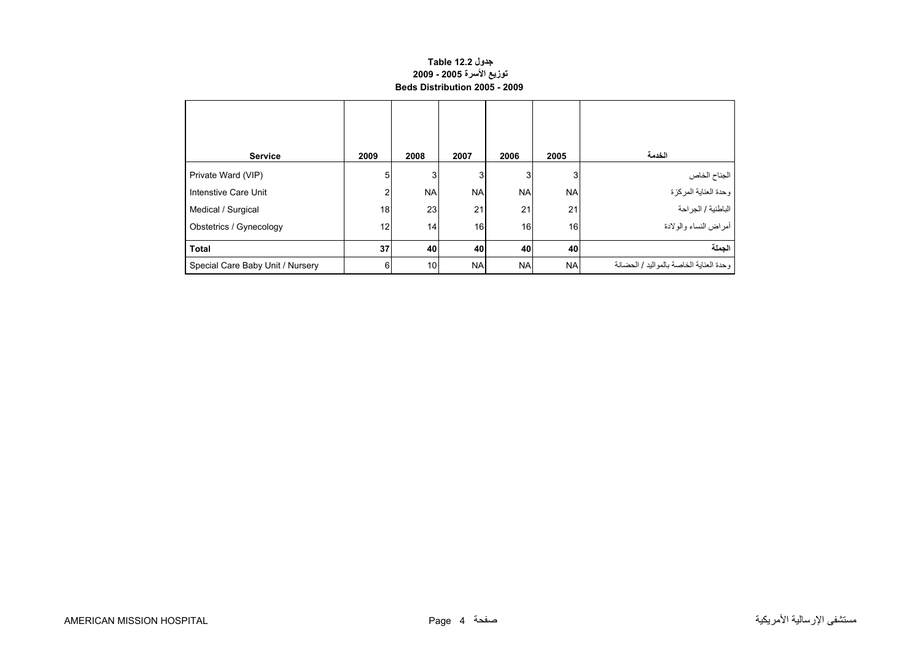**جدول Table 12.2**

**توزيع الأسرة 2005 - 2009**

**Beds Distribution 2005 - 2009**

| Service | 2009 | 2008 | 2007 | 2006 | 2005 | الخدمة |
|---|---|---|---|---|---|---|
| Private Ward (VIP) | 5 | 3 | 3 | 3 | 3 | الجناح الخاص |
| Intenstive Care Unit | 2 | NA | NA | NA | NA | وحدة العناية المركزة |
| Medical / Surgical | 18 | 23 | 21 | 21 | 21 | الباطنية / الجراحة |
| Obstetrics / Gynecology | 12 | 14 | 16 | 16 | 16 | أمراض النساء والولادة |
| **Total** | **37** | **40** | **40** | **40** | **40** | **الجملة** |
| Special Care Baby Unit / Nursery | 6 | 10 | NA | NA | NA | وحدة العناية الخاصة بالمواليد / الحضانة |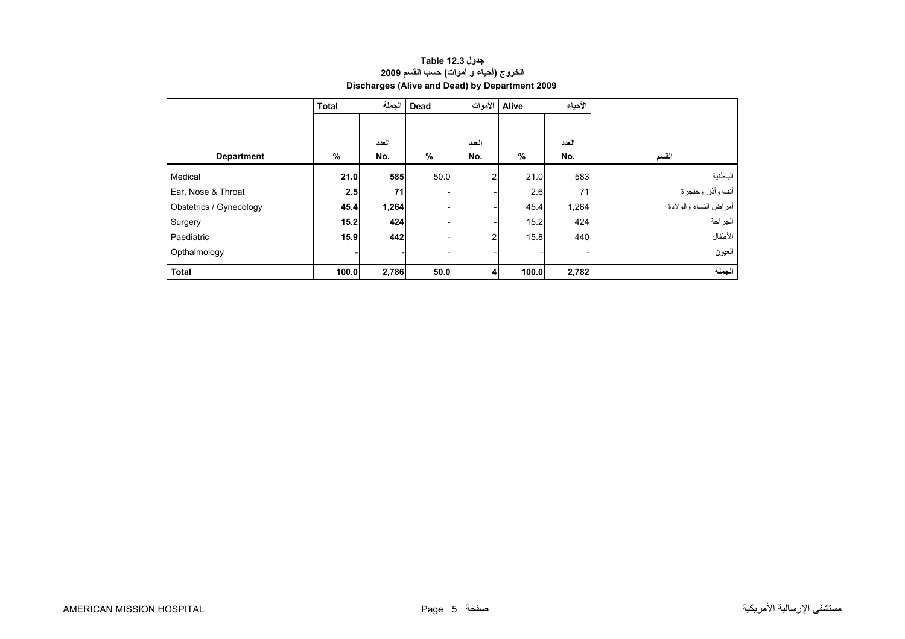**جدول Table 12.3**

**الخروج (أحياء و أموات) حسب القسم 2009**

**Discharges (Alive and Dead) by Department 2009**

| | Total | الجملة | Dead | الأموات | Alive | الأحياء | |
|---|---|---|---|---|---|---|---|
| | | العدد | | العدد | | العدد | |
| **Department** | **%** | **No.** | **%** | **No.** | **%** | **No.** | **القسم** |
| Medical | **21.0** | **585** | 50.0 | 2 | 21.0 | 583 | الباطنية |
| Ear, Nose & Throat | **2.5** | **71** | - | - | 2.6 | 71 | أنف وأذن وحنجرة |
| Obstetrics / Gynecology | **45.4** | **1,264** | - | - | 45.4 | 1,264 | أمراض النساء والولادة |
| Surgery | **15.2** | **424** | - | - | 15.2 | 424 | الجراحة |
| Paediatric | **15.9** | **442** | - | 2 | 15.8 | 440 | الأطفال |
| Opthalmology | **-** | **-** | - | - | - | - | العيون |
| **Total** | **100.0** | **2,786** | **50.0** | **4** | **100.0** | **2,782** | **الجملة** |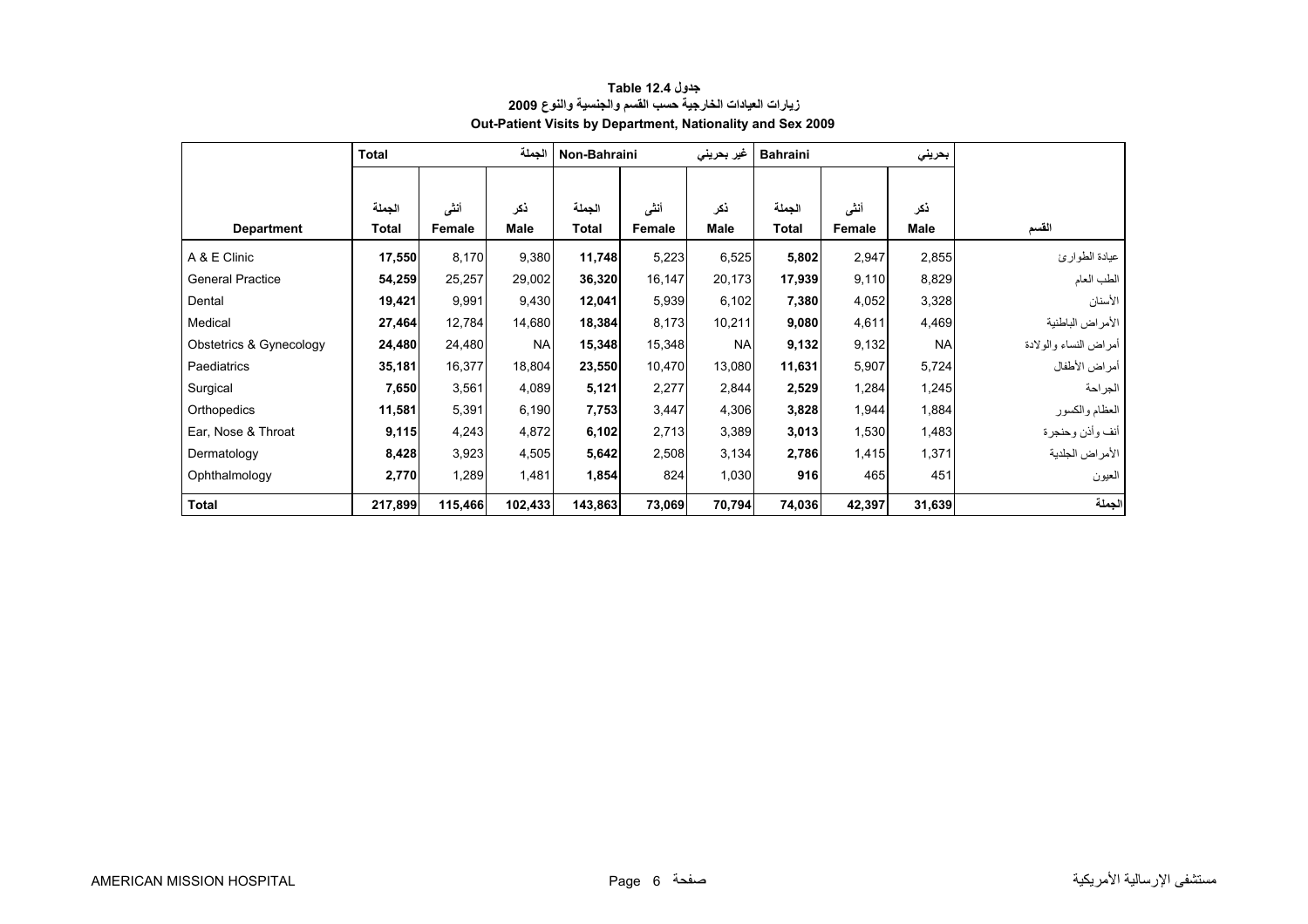**جدول 12.4 Table**

**زيارات العيادات الخارجية حسب القسم والجنسية والنوع 2009**

**Out-Patient Visits by Department, Nationality and Sex 2009**

| | Total | | الجملة | Non-Bahraini | | غير بحريني | Bahraini | | بحريني | |
|---|---|---|---|---|---|---|---|---|---|---|
| **Department** | الجملة **Total** | أنثى **Female** | ذكر **Male** | الجملة **Total** | أنثى **Female** | ذكر **Male** | الجملة **Total** | أنثى **Female** | ذكر **Male** | **القسم** |
| A & E Clinic | **17,550** | 8,170 | 9,380 | **11,748** | 5,223 | 6,525 | **5,802** | 2,947 | 2,855 | عيادة الطوارئ |
| General Practice | **54,259** | 25,257 | 29,002 | **36,320** | 16,147 | 20,173 | **17,939** | 9,110 | 8,829 | الطب العام |
| Dental | **19,421** | 9,991 | 9,430 | **12,041** | 5,939 | 6,102 | **7,380** | 4,052 | 3,328 | الأسنان |
| Medical | **27,464** | 12,784 | 14,680 | **18,384** | 8,173 | 10,211 | **9,080** | 4,611 | 4,469 | الأمراض الباطنية |
| Obstetrics & Gynecology | **24,480** | 24,480 | NA | **15,348** | 15,348 | NA | **9,132** | 9,132 | NA | أمراض النساء والولادة |
| Paediatrics | **35,181** | 16,377 | 18,804 | **23,550** | 10,470 | 13,080 | **11,631** | 5,907 | 5,724 | أمراض الأطفال |
| Surgical | **7,650** | 3,561 | 4,089 | **5,121** | 2,277 | 2,844 | **2,529** | 1,284 | 1,245 | الجراحة |
| Orthopedics | **11,581** | 5,391 | 6,190 | **7,753** | 3,447 | 4,306 | **3,828** | 1,944 | 1,884 | العظام والكسور |
| Ear, Nose & Throat | **9,115** | 4,243 | 4,872 | **6,102** | 2,713 | 3,389 | **3,013** | 1,530 | 1,483 | أنف وأذن وحنجرة |
| Dermatology | **8,428** | 3,923 | 4,505 | **5,642** | 2,508 | 3,134 | **2,786** | 1,415 | 1,371 | الأمراض الجلدية |
| Ophthalmology | **2,770** | 1,289 | 1,481 | **1,854** | 824 | 1,030 | **916** | 465 | 451 | العيون |
| **Total** | **217,899** | **115,466** | **102,433** | **143,863** | **73,069** | **70,794** | **74,036** | **42,397** | **31,639** | **الجملة** |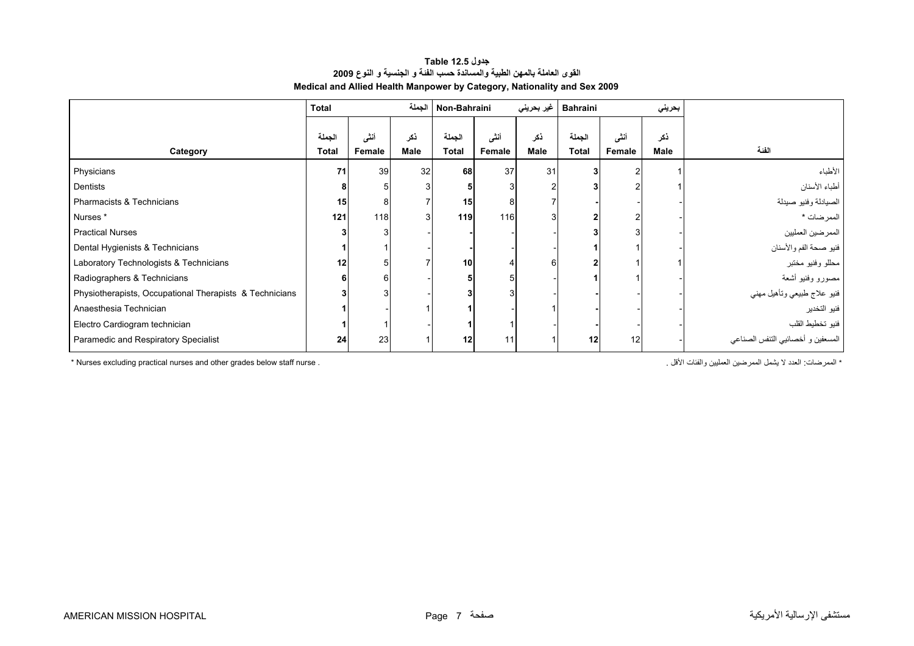# جدول Table 12.5

## القوى العاملة بالمهن الطبية والمساندة حسب الفئة و الجنسية و النوع 2009

## Medical and Allied Health Manpower by Category, Nationality and Sex 2009

| | Total | | الجملة | Non-Bahraini | | غير بحريني | Bahraini | | بحريني | |
|---|---|---|---|---|---|---|---|---|---|---|
| **Category** | الجملة **Total** | أنثى **Female** | ذكر **Male** | الجملة **Total** | أنثى **Female** | ذكر **Male** | الجملة **Total** | أنثى **Female** | ذكر **Male** | **الفئة** |
| Physicians | **71** | 39 | 32 | **68** | 37 | 31 | **3** | 2 | 1 | الأطباء |
| Dentists | **8** | 5 | 3 | **5** | 3 | 2 | **3** | 2 | 1 | أطباء الأسنان |
| Pharmacists & Technicians | **15** | 8 | 7 | **15** | 8 | 7 | **-** | - | - | الصيادلة وفنيو صيدلة |
| Nurses * | **121** | 118 | 3 | **119** | 116 | 3 | **2** | 2 | - | الممرضات * |
| Practical Nurses | **3** | 3 | - | **-** | - | - | **3** | 3 | - | الممرضين العمليين |
| Dental Hygienists & Technicians | **1** | 1 | - | **-** | - | - | **1** | 1 | - | فنيو صحة الفم والأسنان |
| Laboratory Technologists & Technicians | **12** | 5 | 7 | **10** | 4 | 6 | **2** | 1 | 1 | محللو وفنيو مختبر |
| Radiographers & Technicians | **6** | 6 | - | **5** | 5 | - | **1** | 1 | - | مصورو وفنيو أشعة |
| Physiotherapists, Occupational Therapists & Technicians | **3** | 3 | - | **3** | 3 | - | **-** | - | - | فنيو علاج طبيعي وتأهيل مهني |
| Anaesthesia Technician | **1** | - | 1 | **1** | - | 1 | **-** | - | - | فنيو التخدير |
| Electro Cardiogram technician | **1** | 1 | - | **1** | 1 | - | **-** | - | - | فنيو تخطيط القلب |
| Paramedic and Respiratory Specialist | **24** | 23 | 1 | **12** | 11 | 1 | **12** | 12 | - | المسعفين و أخصائيي التنفس الصناعي |

* Nurses excluding practical nurses and other grades below staff nurse .

* الممرضات: العدد لا يشمل الممرضين العمليين والفئات الأقل .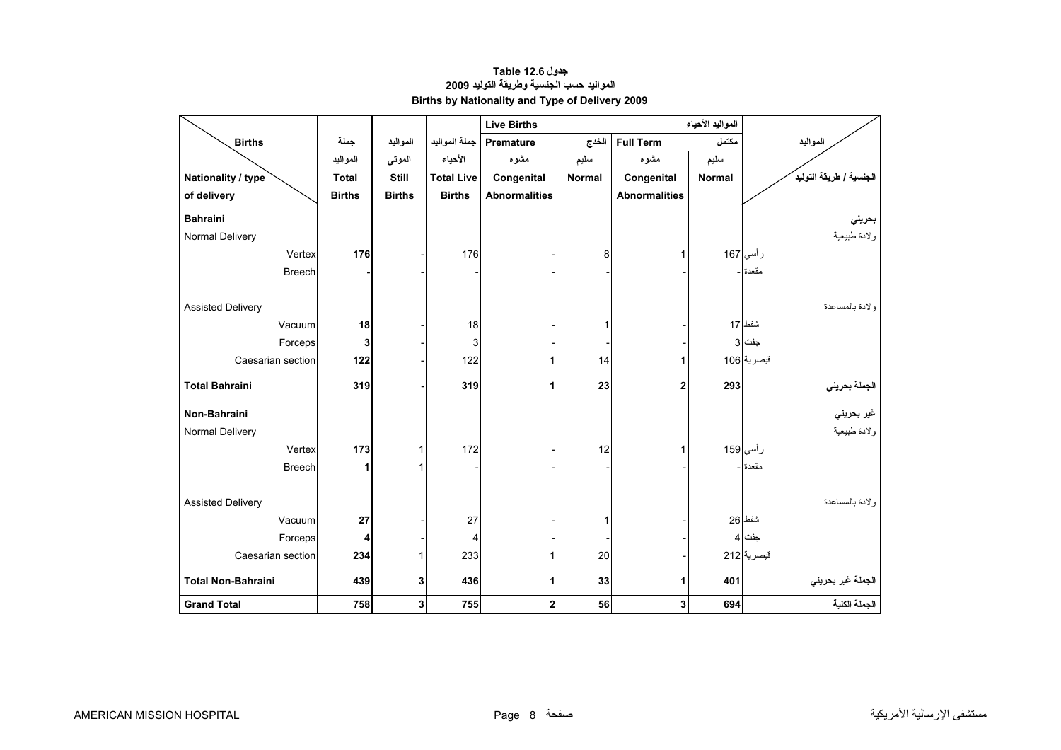**جدول 12.6 Table**

**المواليد حسب الجنسية وطريقة التوليد 2009**

**Births by Nationality and Type of Delivery 2009**

| Births / Nationality / type of delivery | جملة المواليد Total Births | المواليد الموتى Still Births | جملة المواليد الأحياء Total Live Births | Live Births المواليد الأحياء — Premature الخدج — مشوه Congenital Abnormalities | Premature الخدج — سليم Normal | Full Term مكتمل — مشوه Congenital Abnormalities | Full Term مكتمل — سليم Normal | المواليد / الجنسية / طريقة التوليد |
|---|---|---|---|---|---|---|---|---|
| **Bahraini** | | | | | | | | **بحريني** |
| Normal Delivery | | | | | | | | ولادة طبيعية |
| Vertex | **176** | - | 176 | - | 8 | 1 | 167 | رأسي |
| Breech | **-** | - | - | - | - | - | - | مقعدة |
| Assisted Delivery | | | | | | | | ولادة بالمساعدة |
| Vacuum | **18** | - | 18 | - | 1 | - | 17 | شفط |
| Forceps | **3** | - | 3 | - | - | - | 3 | جفت |
| Caesarian section | **122** | - | 122 | 1 | 14 | 1 | 106 | قيصرية |
| **Total Bahraini** | **319** | **-** | **319** | **1** | **23** | **2** | **293** | **الجملة بحريني** |
| **Non-Bahraini** | | | | | | | | **غير بحريني** |
| Normal Delivery | | | | | | | | ولادة طبيعية |
| Vertex | **173** | 1 | 172 | - | 12 | 1 | 159 | رأسي |
| Breech | **1** | 1 | - | - | - | - | - | مقعدة |
| Assisted Delivery | | | | | | | | ولادة بالمساعدة |
| Vacuum | **27** | - | 27 | - | 1 | - | 26 | شفط |
| Forceps | **4** | - | 4 | - | - | - | 4 | جفت |
| Caesarian section | **234** | 1 | 233 | 1 | 20 | - | 212 | قيصرية |
| **Total Non-Bahraini** | **439** | **3** | **436** | **1** | **33** | **1** | **401** | **الجملة غير بحريني** |
| **Grand Total** | **758** | **3** | **755** | **2** | **56** | **3** | **694** | **الجملة الكلية** |

AMERICAN MISSION HOSPITAL مستشفى الإرسالية الأمريكية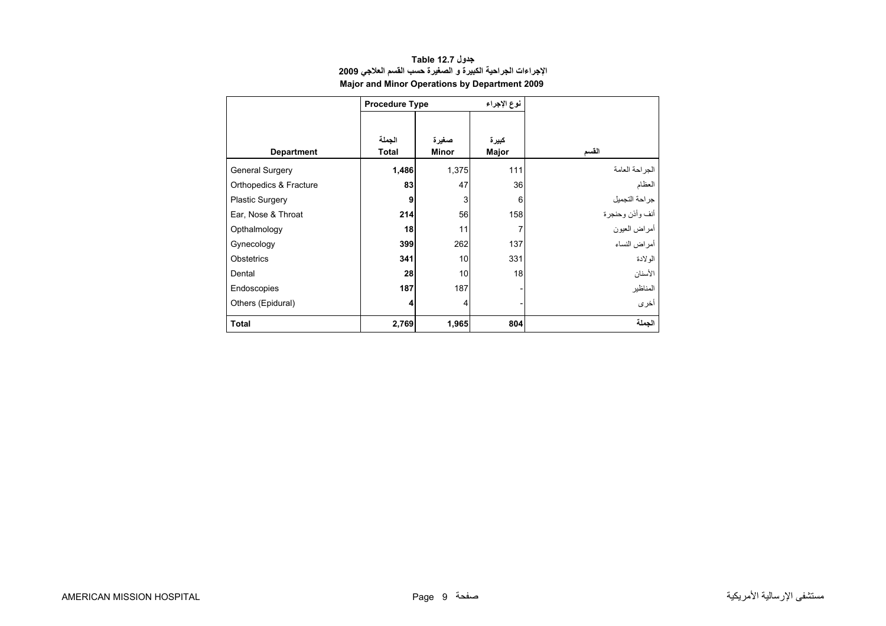# جدول Table 12.7
## الإجراءات الجراحية الكبيرة و الصغيرة حسب القسم العلاجي 2009
## Major and Minor Operations by Department 2009

| | Procedure Type | نوع الإجراء | | |
|---|---|---|---|---|
| **Department** | الجملة **Total** | صغيرة **Minor** | كبيرة **Major** | القسم |
| General Surgery | **1,486** | 1,375 | 111 | الجراحة العامة |
| Orthopedics & Fracture | **83** | 47 | 36 | العظام |
| Plastic Surgery | **9** | 3 | 6 | جراحة التجميل |
| Ear, Nose & Throat | **214** | 56 | 158 | أنف وأذن وحنجرة |
| Opthalmology | **18** | 11 | 7 | أمراض العيون |
| Gynecology | **399** | 262 | 137 | أمراض النساء |
| Obstetrics | **341** | 10 | 331 | الولادة |
| Dental | **28** | 10 | 18 | الأسنان |
| Endoscopies | **187** | 187 | - | المناظير |
| Others (Epidural) | **4** | 4 | - | أخرى |
| **Total** | **2,769** | **1,965** | **804** | **الجملة** |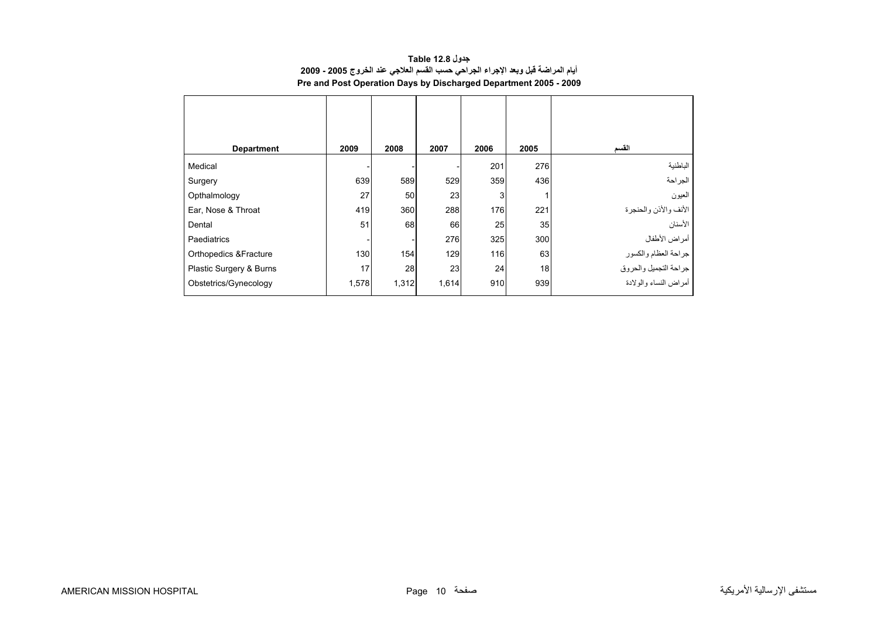**جدول 12.8 Table**

**أيام المراضة قبل وبعد الإجراء الجراحي حسب القسم العلاجي عند الخروج 2005 - 2009**

**Pre and Post Operation Days by Discharged Department 2005 - 2009**

| Department | 2009 | 2008 | 2007 | 2006 | 2005 | القسم |
|---|---|---|---|---|---|---|
| Medical | - | - | - | 201 | 276 | الباطنية |
| Surgery | 639 | 589 | 529 | 359 | 436 | الجراحة |
| Opthalmology | 27 | 50 | 23 | 3 | 1 | العيون |
| Ear, Nose & Throat | 419 | 360 | 288 | 176 | 221 | الأنف والأذن والحنجرة |
| Dental | 51 | 68 | 66 | 25 | 35 | الأسنان |
| Paediatrics | - | - | 276 | 325 | 300 | أمراض الأطفال |
| Orthopedics &Fracture | 130 | 154 | 129 | 116 | 63 | جراحة العظام والكسور |
| Plastic Surgery & Burns | 17 | 28 | 23 | 24 | 18 | جراحة التجميل والحروق |
| Obstetrics/Gynecology | 1,578 | 1,312 | 1,614 | 910 | 939 | أمراض النساء والولادة |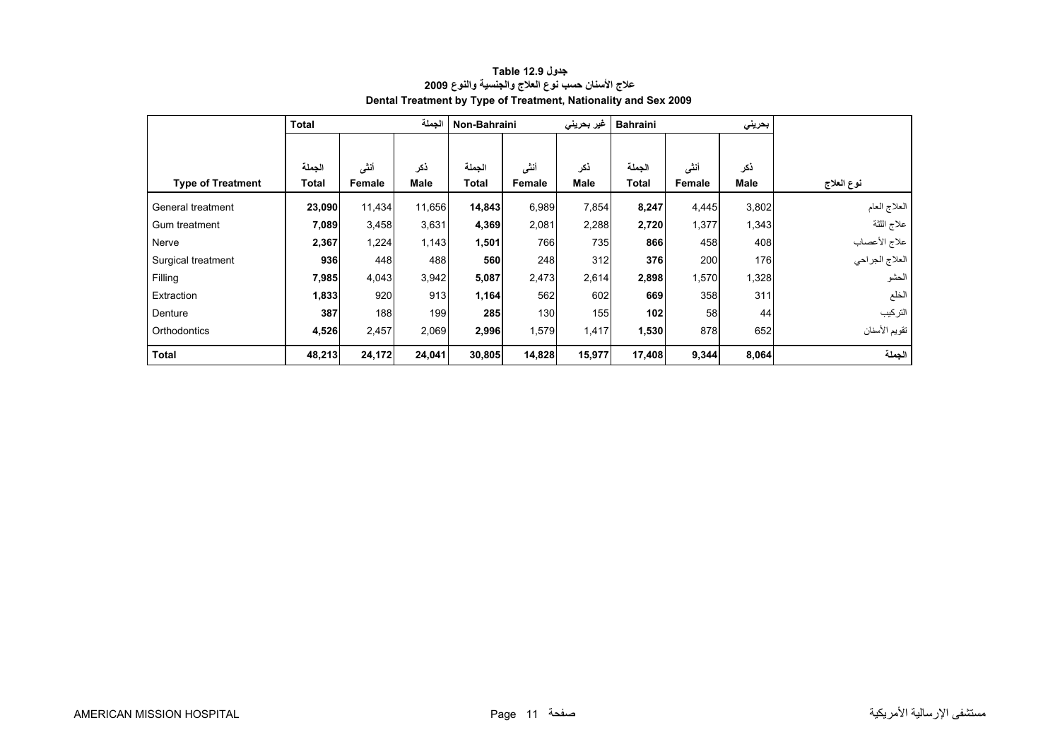# جدول Table 12.9

## علاج الأسنان حسب نوع العلاج والجنسية والنوع 2009

## Dental Treatment by Type of Treatment, Nationality and Sex 2009

| | Total | | الجملة | Non-Bahraini | | غير بحريني | Bahraini | | بحريني | |
|---|---|---|---|---|---|---|---|---|---|---|
| **Type of Treatment** | الجملة **Total** | أنثى **Female** | ذكر **Male** | الجملة **Total** | أنثى **Female** | ذكر **Male** | الجملة **Total** | أنثى **Female** | ذكر **Male** | **نوع العلاج** |
| General treatment | **23,090** | 11,434 | 11,656 | **14,843** | 6,989 | 7,854 | **8,247** | 4,445 | 3,802 | العلاج العام |
| Gum treatment | **7,089** | 3,458 | 3,631 | **4,369** | 2,081 | 2,288 | **2,720** | 1,377 | 1,343 | علاج اللثة |
| Nerve | **2,367** | 1,224 | 1,143 | **1,501** | 766 | 735 | **866** | 458 | 408 | علاج الأعصاب |
| Surgical treatment | **936** | 448 | 488 | **560** | 248 | 312 | **376** | 200 | 176 | العلاج الجراحي |
| Filling | **7,985** | 4,043 | 3,942 | **5,087** | 2,473 | 2,614 | **2,898** | 1,570 | 1,328 | الحشو |
| Extraction | **1,833** | 920 | 913 | **1,164** | 562 | 602 | **669** | 358 | 311 | الخلع |
| Denture | **387** | 188 | 199 | **285** | 130 | 155 | **102** | 58 | 44 | التركيب |
| Orthodontics | **4,526** | 2,457 | 2,069 | **2,996** | 1,579 | 1,417 | **1,530** | 878 | 652 | تقويم الأسنان |
| **Total** | **48,213** | **24,172** | **24,041** | **30,805** | **14,828** | **15,977** | **17,408** | **9,344** | **8,064** | **الجملة** |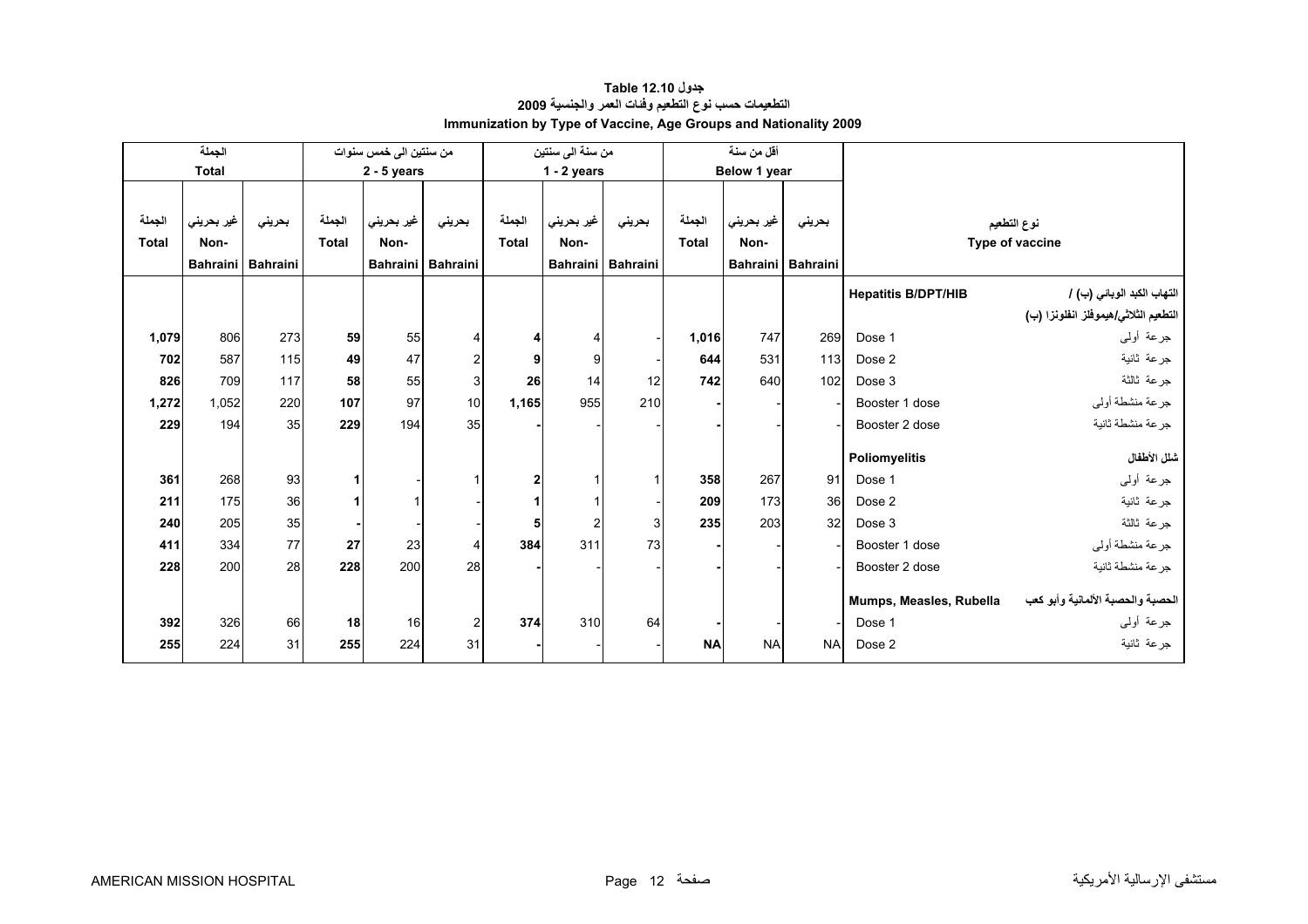**جدول 12.10 Table**

**التطعيمات حسب نوع التطعيم وفئات العمر والجنسية 2009**

**Immunization by Type of Vaccine, Age Groups and Nationality 2009**

| الجملة Total | | | من سنتين الى خمس سنوات 2 - 5 years | | | من سنة الى سنتين 1 - 2 years | | | أقل من سنة Below 1 year | | | نوع التطعيم Type of vaccine | |
|---|---|---|---|---|---|---|---|---|---|---|---|---|---|
| الجملة Total | غير بحريني Non-Bahraini | بحريني Bahraini | الجملة Total | غير بحريني Non-Bahraini | بحريني Bahraini | الجملة Total | غير بحريني Non-Bahraini | بحريني Bahraini | الجملة Total | غير بحريني Non-Bahraini | بحريني Bahraini | | |
| | | | | | | | | | | | | **Hepatitis B/DPT/HIB** | **التهاب الكبد الوبائي (ب) / التطعيم الثلاثي/هيموفلز انفلونزا (ب)** |
| **1,079** | 806 | 273 | **59** | 55 | 4 | **4** | 4 | - | **1,016** | 747 | 269 | Dose 1 | جرعة أولى |
| **702** | 587 | 115 | **49** | 47 | 2 | **9** | 9 | - | **644** | 531 | 113 | Dose 2 | جرعة ثانية |
| **826** | 709 | 117 | **58** | 55 | 3 | **26** | 14 | 12 | **742** | 640 | 102 | Dose 3 | جرعة ثالثة |
| **1,272** | 1,052 | 220 | **107** | 97 | 10 | **1,165** | 955 | 210 | **-** | - | - | Booster 1 dose | جرعة منشطة أولى |
| **229** | 194 | 35 | **229** | 194 | 35 | **-** | - | - | **-** | - | - | Booster 2 dose | جرعة منشطة ثانية |
| | | | | | | | | | | | | **Poliomyelitis** | **شلل الأطفال** |
| **361** | 268 | 93 | **1** | - | 1 | **2** | 1 | 1 | **358** | 267 | 91 | Dose 1 | جرعة أولى |
| **211** | 175 | 36 | **1** | 1 | - | **1** | 1 | - | **209** | 173 | 36 | Dose 2 | جرعة ثانية |
| **240** | 205 | 35 | **-** | - | - | **5** | 2 | 3 | **235** | 203 | 32 | Dose 3 | جرعة ثالثة |
| **411** | 334 | 77 | **27** | 23 | 4 | **384** | 311 | 73 | **-** | - | - | Booster 1 dose | جرعة منشطة أولى |
| **228** | 200 | 28 | **228** | 200 | 28 | **-** | - | - | **-** | - | - | Booster 2 dose | جرعة منشطة ثانية |
| | | | | | | | | | | | | **Mumps, Measles, Rubella** | **الحصبة والحصبة الألمانية وأبو كعب** |
| **392** | 326 | 66 | **18** | 16 | 2 | **374** | 310 | 64 | **-** | - | - | Dose 1 | جرعة أولى |
| **255** | 224 | 31 | **255** | 224 | 31 | **-** | - | - | **NA** | NA | NA | Dose 2 | جرعة ثانية |

AMERICAN MISSION HOSPITAL مستشفى الإرسالية الأمريكية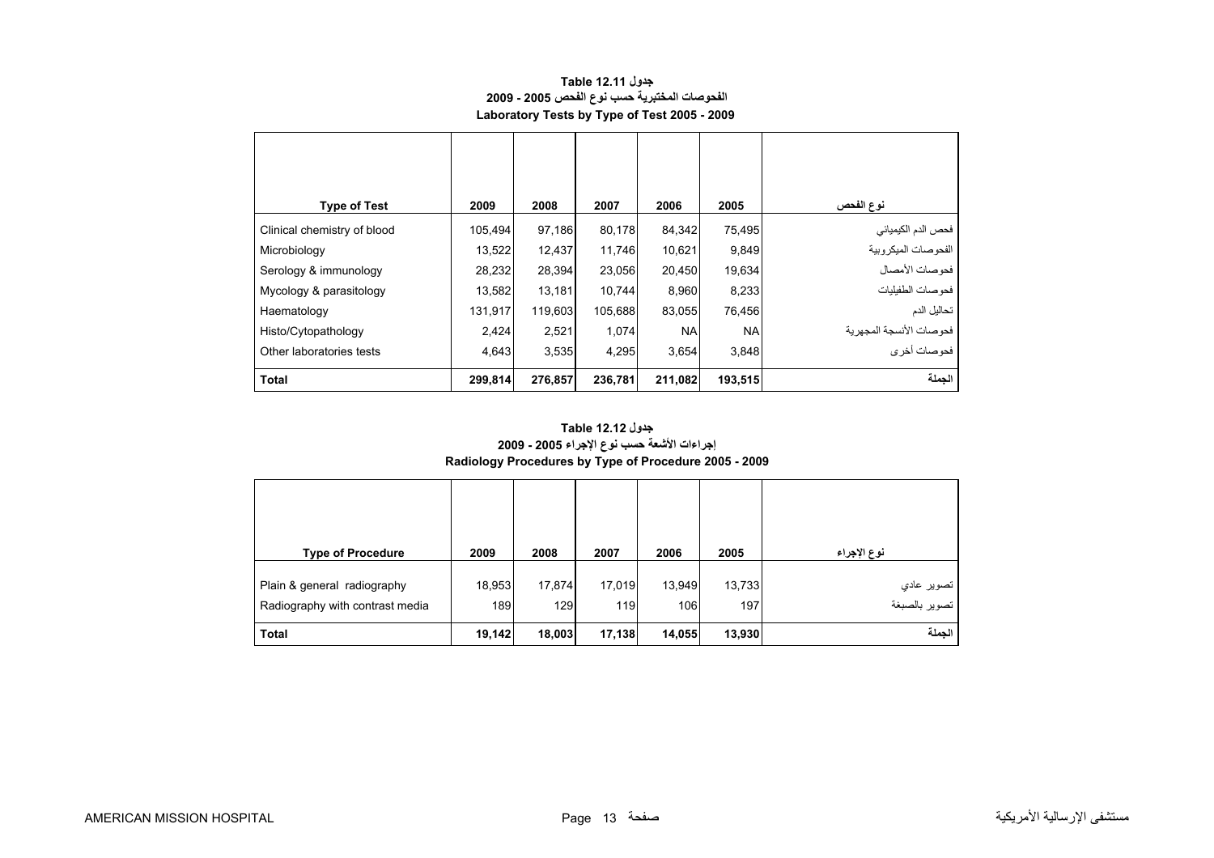## جدول Table 12.11
## الفحوصات المختبرية حسب نوع الفحص 2005 - 2009
## Laboratory Tests by Type of Test 2005 - 2009

| Type of Test | 2009 | 2008 | 2007 | 2006 | 2005 | نوع الفحص |
|---|---|---|---|---|---|---|
| Clinical chemistry of blood | 105,494 | 97,186 | 80,178 | 84,342 | 75,495 | فحص الدم الكيميائي |
| Microbiology | 13,522 | 12,437 | 11,746 | 10,621 | 9,849 | الفحوصات الميكروبية |
| Serology & immunology | 28,232 | 28,394 | 23,056 | 20,450 | 19,634 | فحوصات الأمصال |
| Mycology & parasitology | 13,582 | 13,181 | 10,744 | 8,960 | 8,233 | فحوصات الطفيليات |
| Haematology | 131,917 | 119,603 | 105,688 | 83,055 | 76,456 | تحاليل الدم |
| Histo/Cytopathology | 2,424 | 2,521 | 1,074 | NA | NA | فحوصات الأنسجة المجهرية |
| Other laboratories tests | 4,643 | 3,535 | 4,295 | 3,654 | 3,848 | فحوصات أخرى |
| **Total** | **299,814** | **276,857** | **236,781** | **211,082** | **193,515** | **الجملة** |

## جدول Table 12.12
## إجراءات الأشعة حسب نوع الإجراء 2005 - 2009
## Radiology Procedures by Type of Procedure 2005 - 2009

| Type of Procedure | 2009 | 2008 | 2007 | 2006 | 2005 | نوع الإجراء |
|---|---|---|---|---|---|---|
| Plain & general radiography | 18,953 | 17,874 | 17,019 | 13,949 | 13,733 | تصوير عادي |
| Radiography with contrast media | 189 | 129 | 119 | 106 | 197 | تصوير بالصبغة |
| **Total** | **19,142** | **18,003** | **17,138** | **14,055** | **13,930** | **الجملة** |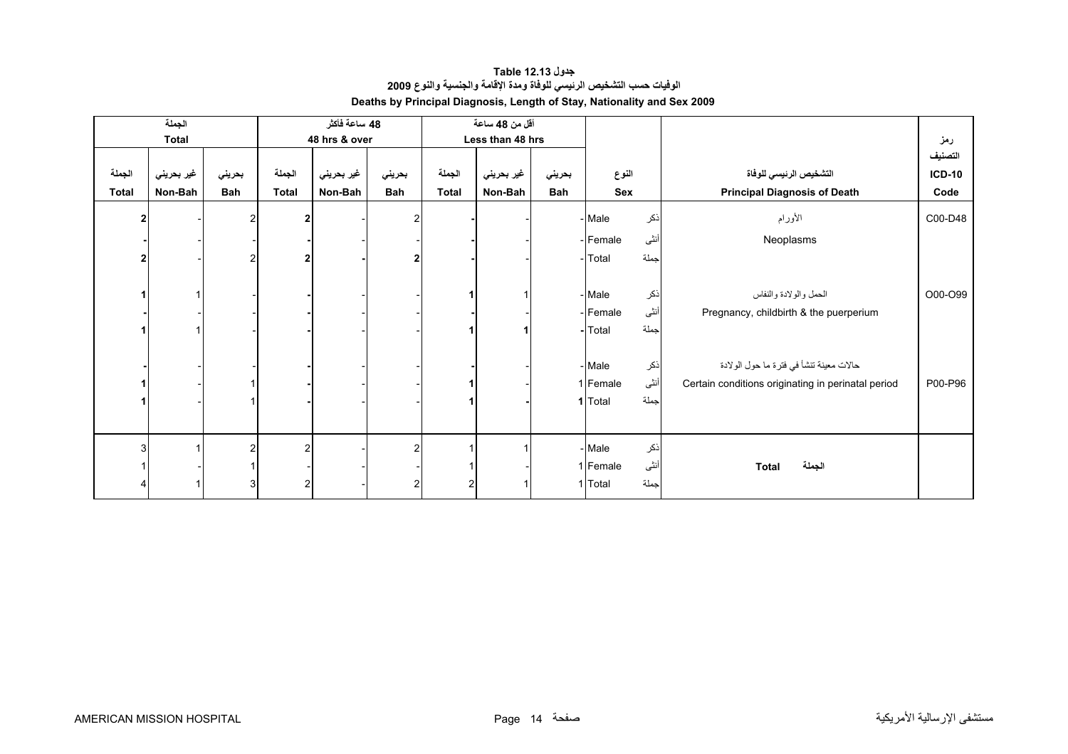**جدول Table 12.13**
**الوفيات حسب التشخيص الرئيسي للوفاة ومدة الإقامة والجنسية والنوع 2009**
**Deaths by Principal Diagnosis, Length of Stay, Nationality and Sex 2009**

| الجملة Total | | | 48 ساعة فأكثر 48 hrs & over | | | أقل من 48 ساعة Less than 48 hrs | | | | | | |
|---|---|---|---|---|---|---|---|---|---|---|---|---|
| الجملة Total | غير بحريني Non-Bah | بحريني Bah | الجملة Total | غير بحريني Non-Bah | بحريني Bah | الجملة Total | غير بحريني Non-Bah | بحريني Bah | النوع Sex | | التشخيص الرئيسي للوفاة Principal Diagnosis of Death | رمز التصنيف ICD-10 Code |
| **2** | - | 2 | **2** | - | 2 | **-** | - | - | Male | ذكر | الأورام | C00-D48 |
| **-** | - | - | **-** | - | - | **-** | - | - | Female | أنثى | Neoplasms | |
| **2** | - | 2 | **2** | **-** | **2** | **-** | - | - | Total | جملة | | |
| **1** | 1 | - | **-** | - | - | **1** | 1 | - | Male | ذكر | الحمل والولادة والنفاس | O00-O99 |
| **-** | - | - | **-** | - | - | **-** | - | - | Female | أنثى | Pregnancy, childbirth & the puerperium | |
| **1** | 1 | - | **-** | - | - | **1** | **1** | **-** | Total | جملة | | |
| **-** | - | - | **-** | - | - | **-** | - | - | Male | ذكر | حالات معينة تنشأ في فترة ما حول الولادة | |
| **1** | - | 1 | **-** | - | - | **1** | - | 1 | Female | أنثى | Certain conditions originating in perinatal period | P00-P96 |
| **1** | - | 1 | **-** | - | - | **1** | **-** | **1** | Total | جملة | | |
| 3 | 1 | 2 | 2 | - | 2 | 1 | 1 | - | Male | ذكر | | |
| 1 | - | 1 | - | - | - | 1 | - | 1 | Female | أنثى | **Total الجملة** | |
| 4 | 1 | 3 | 2 | - | 2 | 2 | 1 | 1 | Total | جملة | | |

AMERICAN MISSION HOSPITAL　　　　　　　　　　　　　　　　　　　　　　　　　　　　مستشفى الإرسالية الأمريكية